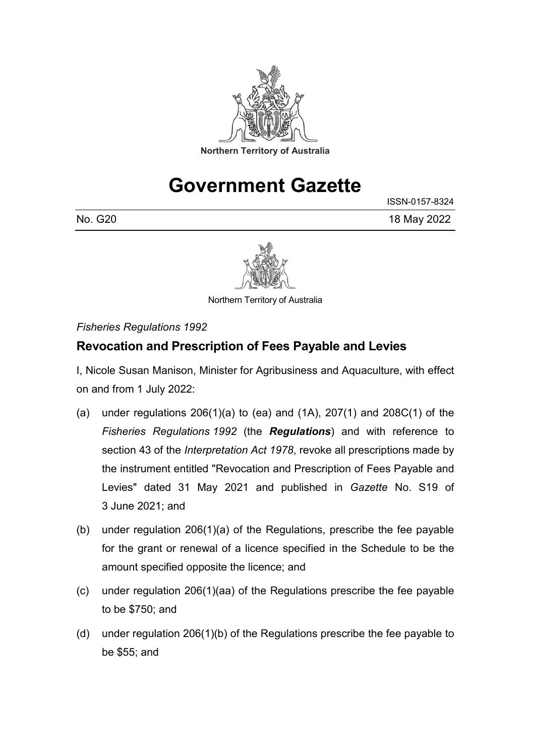Northern Territory of Australia

# Government Gazette

ISSN-0157-8324

No. G20 18 May 2022

Northern Territory of Australia

*Fisheries Regulations 1992*

## Revocation and Prescription of Fees Payable and Levies

I, Nicole Susan Manison, Minister for Agribusiness and Aquaculture, with effect on and from 1 July 2022:

(a) under regulations 206(1)(a) to (ea) and (1A), 207(1) and 208C(1) of the *Fisheries Regulations 1992* (the ***Regulations***) and with reference to section 43 of the *Interpretation Act 1978*, revoke all prescriptions made by the instrument entitled "Revocation and Prescription of Fees Payable and Levies" dated 31 May 2021 and published in *Gazette* No. S19 of 3 June 2021; and

(b) under regulation 206(1)(a) of the Regulations, prescribe the fee payable for the grant or renewal of a licence specified in the Schedule to be the amount specified opposite the licence; and

(c) under regulation 206(1)(aa) of the Regulations prescribe the fee payable to be $750; and

(d) under regulation 206(1)(b) of the Regulations prescribe the fee payable to be $55; and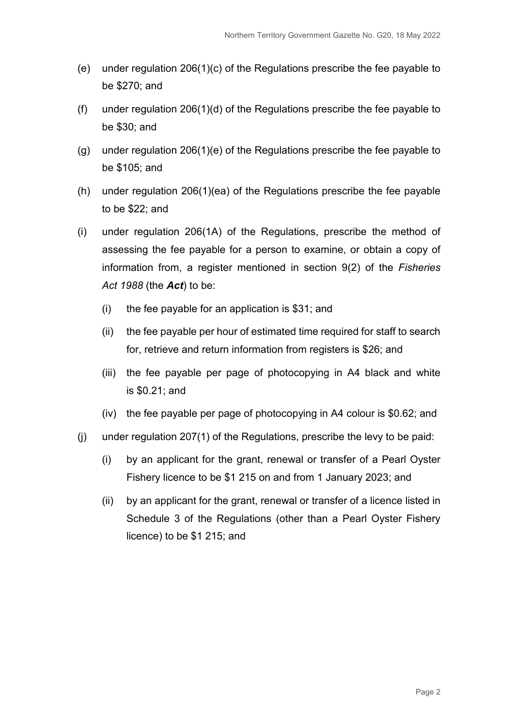(e) under regulation 206(1)(c) of the Regulations prescribe the fee payable to be $270; and

(f) under regulation 206(1)(d) of the Regulations prescribe the fee payable to be $30; and

(g) under regulation 206(1)(e) of the Regulations prescribe the fee payable to be $105; and

(h) under regulation 206(1)(ea) of the Regulations prescribe the fee payable to be $22; and

(i) under regulation 206(1A) of the Regulations, prescribe the method of assessing the fee payable for a person to examine, or obtain a copy of information from, a register mentioned in section 9(2) of the *Fisheries Act 1988* (the ***Act***) to be:

   (i) the fee payable for an application is $31; and

   (ii) the fee payable per hour of estimated time required for staff to search for, retrieve and return information from registers is $26; and

   (iii) the fee payable per page of photocopying in A4 black and white is $0.21; and

   (iv) the fee payable per page of photocopying in A4 colour is $0.62; and

(j) under regulation 207(1) of the Regulations, prescribe the levy to be paid:

   (i) by an applicant for the grant, renewal or transfer of a Pearl Oyster Fishery licence to be $1 215 on and from 1 January 2023; and

   (ii) by an applicant for the grant, renewal or transfer of a licence listed in Schedule 3 of the Regulations (other than a Pearl Oyster Fishery licence) to be $1 215; and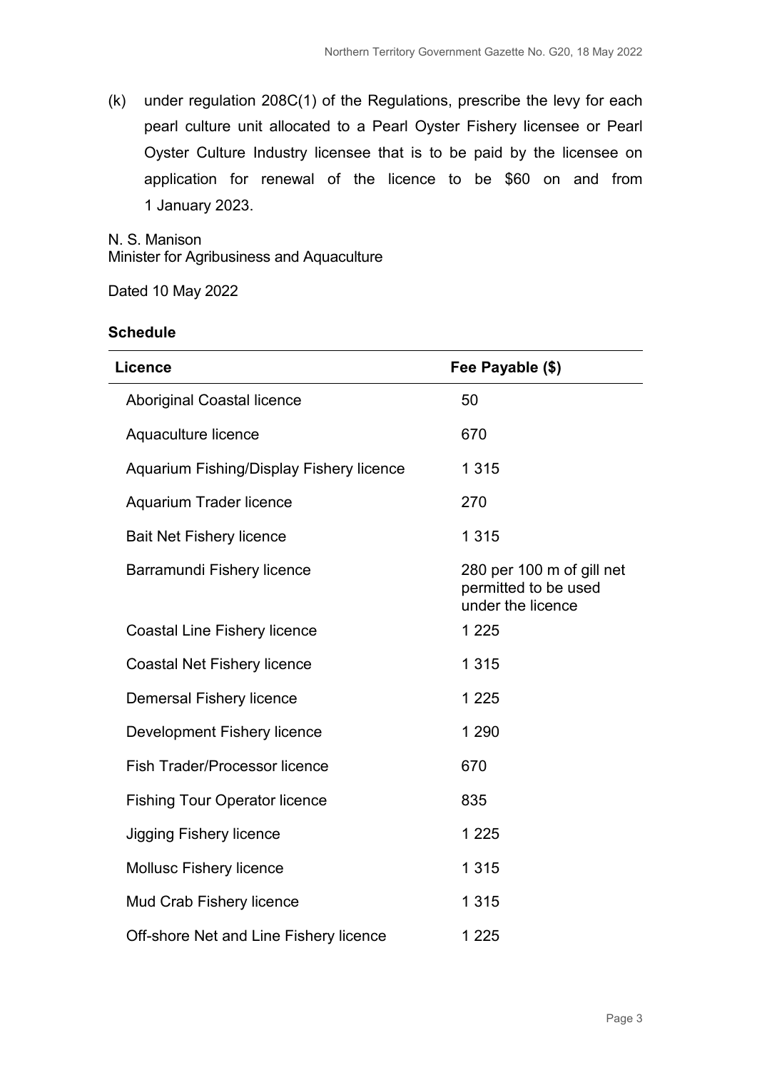(k) under regulation 208C(1) of the Regulations, prescribe the levy for each pearl culture unit allocated to a Pearl Oyster Fishery licensee or Pearl Oyster Culture Industry licensee that is to be paid by the licensee on application for renewal of the licence to be $60 on and from 1 January 2023.

N. S. Manison
Minister for Agribusiness and Aquaculture

Dated 10 May 2022

**Schedule**

| Licence | Fee Payable ($) |
|---|---|
| Aboriginal Coastal licence | 50 |
| Aquaculture licence | 670 |
| Aquarium Fishing/Display Fishery licence | 1 315 |
| Aquarium Trader licence | 270 |
| Bait Net Fishery licence | 1 315 |
| Barramundi Fishery licence | 280 per 100 m of gill net permitted to be used under the licence |
| Coastal Line Fishery licence | 1 225 |
| Coastal Net Fishery licence | 1 315 |
| Demersal Fishery licence | 1 225 |
| Development Fishery licence | 1 290 |
| Fish Trader/Processor licence | 670 |
| Fishing Tour Operator licence | 835 |
| Jigging Fishery licence | 1 225 |
| Mollusc Fishery licence | 1 315 |
| Mud Crab Fishery licence | 1 315 |
| Off-shore Net and Line Fishery licence | 1 225 |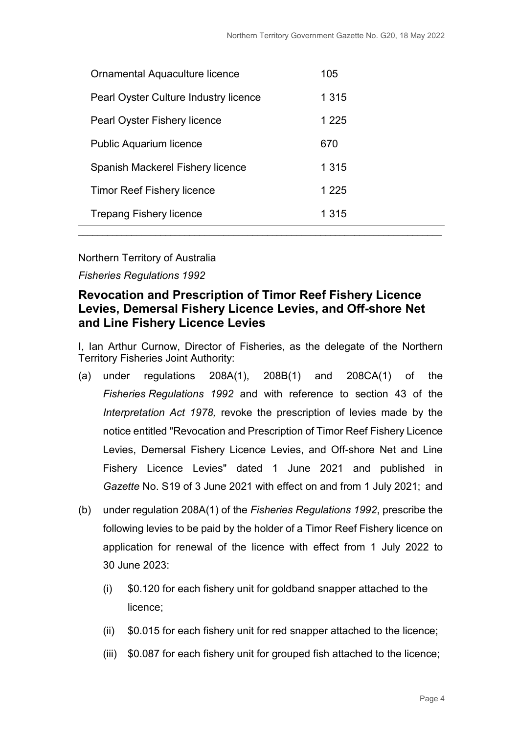| | |
|---|---|
| Ornamental Aquaculture licence | 105 |
| Pearl Oyster Culture Industry licence | 1 315 |
| Pearl Oyster Fishery licence | 1 225 |
| Public Aquarium licence | 670 |
| Spanish Mackerel Fishery licence | 1 315 |
| Timor Reef Fishery licence | 1 225 |
| Trepang Fishery licence | 1 315 |

Northern Territory of Australia

*Fisheries Regulations 1992*

## Revocation and Prescription of Timor Reef Fishery Licence Levies, Demersal Fishery Licence Levies, and Off-shore Net and Line Fishery Licence Levies

I, Ian Arthur Curnow, Director of Fisheries, as the delegate of the Northern Territory Fisheries Joint Authority:

(a) under regulations 208A(1), 208B(1) and 208CA(1) of the *Fisheries Regulations 1992* and with reference to section 43 of the *Interpretation Act 1978,* revoke the prescription of levies made by the notice entitled "Revocation and Prescription of Timor Reef Fishery Licence Levies, Demersal Fishery Licence Levies, and Off-shore Net and Line Fishery Licence Levies" dated 1 June 2021 and published in *Gazette* No. S19 of 3 June 2021 with effect on and from 1 July 2021; and

(b) under regulation 208A(1) of the *Fisheries Regulations 1992*, prescribe the following levies to be paid by the holder of a Timor Reef Fishery licence on application for renewal of the licence with effect from 1 July 2022 to 30 June 2023:

 (i) $0.120 for each fishery unit for goldband snapper attached to the licence;

 (ii) $0.015 for each fishery unit for red snapper attached to the licence;

 (iii) $0.087 for each fishery unit for grouped fish attached to the licence;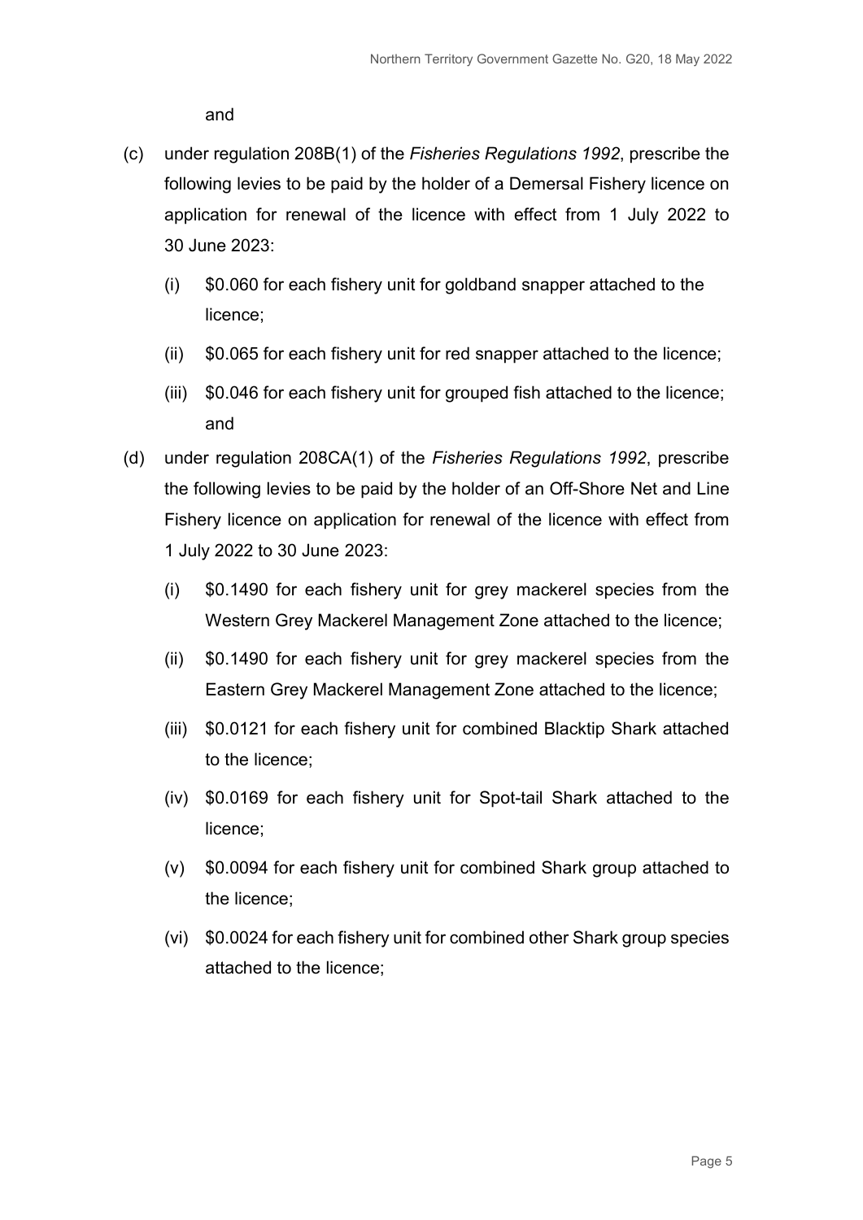and

(c) under regulation 208B(1) of the *Fisheries Regulations 1992*, prescribe the following levies to be paid by the holder of a Demersal Fishery licence on application for renewal of the licence with effect from 1 July 2022 to 30 June 2023:

   (i) $0.060 for each fishery unit for goldband snapper attached to the licence;

   (ii) $0.065 for each fishery unit for red snapper attached to the licence;

   (iii) $0.046 for each fishery unit for grouped fish attached to the licence; and

(d) under regulation 208CA(1) of the *Fisheries Regulations 1992*, prescribe the following levies to be paid by the holder of an Off-Shore Net and Line Fishery licence on application for renewal of the licence with effect from 1 July 2022 to 30 June 2023:

   (i) $0.1490 for each fishery unit for grey mackerel species from the Western Grey Mackerel Management Zone attached to the licence;

   (ii) $0.1490 for each fishery unit for grey mackerel species from the Eastern Grey Mackerel Management Zone attached to the licence;

   (iii) $0.0121 for each fishery unit for combined Blacktip Shark attached to the licence;

   (iv) $0.0169 for each fishery unit for Spot-tail Shark attached to the licence;

   (v) $0.0094 for each fishery unit for combined Shark group attached to the licence;

   (vi) $0.0024 for each fishery unit for combined other Shark group species attached to the licence;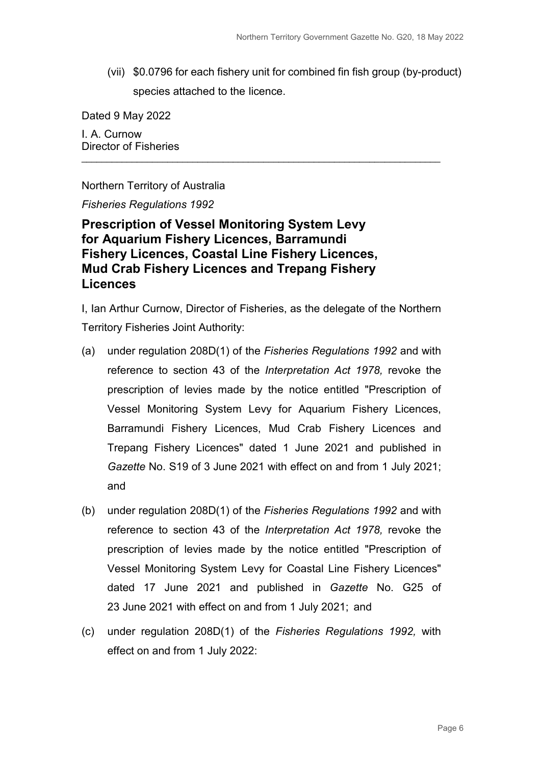(vii) $0.0796 for each fishery unit for combined fin fish group (by-product) species attached to the licence.

Dated 9 May 2022

I. A. Curnow
Director of Fisheries

---

Northern Territory of Australia

*Fisheries Regulations 1992*

## Prescription of Vessel Monitoring System Levy for Aquarium Fishery Licences, Barramundi Fishery Licences, Coastal Line Fishery Licences, Mud Crab Fishery Licences and Trepang Fishery Licences

I, Ian Arthur Curnow, Director of Fisheries, as the delegate of the Northern Territory Fisheries Joint Authority:

(a) under regulation 208D(1) of the *Fisheries Regulations 1992* and with reference to section 43 of the *Interpretation Act 1978,* revoke the prescription of levies made by the notice entitled "Prescription of Vessel Monitoring System Levy for Aquarium Fishery Licences, Barramundi Fishery Licences, Mud Crab Fishery Licences and Trepang Fishery Licences" dated 1 June 2021 and published in *Gazette* No. S19 of 3 June 2021 with effect on and from 1 July 2021; and

(b) under regulation 208D(1) of the *Fisheries Regulations 1992* and with reference to section 43 of the *Interpretation Act 1978,* revoke the prescription of levies made by the notice entitled "Prescription of Vessel Monitoring System Levy for Coastal Line Fishery Licences" dated 17 June 2021 and published in *Gazette* No. G25 of 23 June 2021 with effect on and from 1 July 2021; and

(c) under regulation 208D(1) of the *Fisheries Regulations 1992,* with effect on and from 1 July 2022: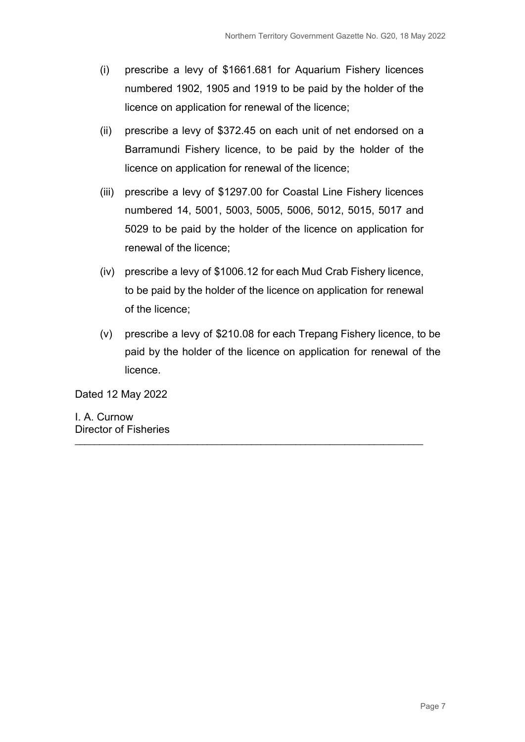(i) prescribe a levy of $1661.681 for Aquarium Fishery licences numbered 1902, 1905 and 1919 to be paid by the holder of the licence on application for renewal of the licence;

(ii) prescribe a levy of $372.45 on each unit of net endorsed on a Barramundi Fishery licence, to be paid by the holder of the licence on application for renewal of the licence;

(iii) prescribe a levy of $1297.00 for Coastal Line Fishery licences numbered 14, 5001, 5003, 5005, 5006, 5012, 5015, 5017 and 5029 to be paid by the holder of the licence on application for renewal of the licence;

(iv) prescribe a levy of $1006.12 for each Mud Crab Fishery licence, to be paid by the holder of the licence on application for renewal of the licence;

(v) prescribe a levy of $210.08 for each Trepang Fishery licence, to be paid by the holder of the licence on application for renewal of the licence.

Dated 12 May 2022

I. A. Curnow
Director of Fisheries

---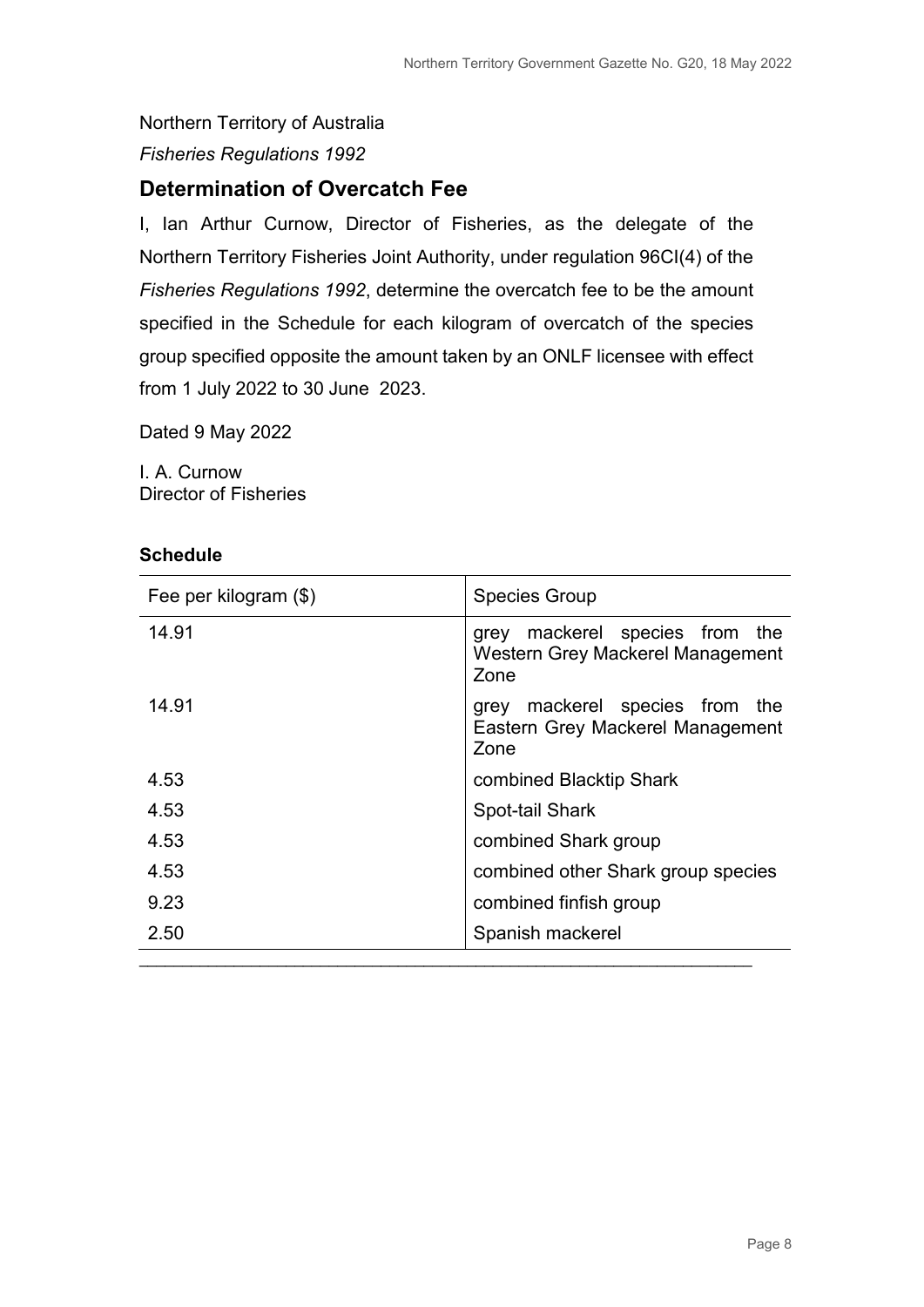Northern Territory of Australia

*Fisheries Regulations 1992*

## Determination of Overcatch Fee

I, Ian Arthur Curnow, Director of Fisheries, as the delegate of the Northern Territory Fisheries Joint Authority, under regulation 96CI(4) of the *Fisheries Regulations 1992*, determine the overcatch fee to be the amount specified in the Schedule for each kilogram of overcatch of the species group specified opposite the amount taken by an ONLF licensee with effect from 1 July 2022 to 30 June 2023.

Dated 9 May 2022

I. A. Curnow
Director of Fisheries

**Schedule**

| Fee per kilogram ($) | Species Group |
|---|---|
| 14.91 | grey mackerel species from the Western Grey Mackerel Management Zone |
| 14.91 | grey mackerel species from the Eastern Grey Mackerel Management Zone |
| 4.53 | combined Blacktip Shark |
| 4.53 | Spot-tail Shark |
| 4.53 | combined Shark group |
| 4.53 | combined other Shark group species |
| 9.23 | combined finfish group |
| 2.50 | Spanish mackerel |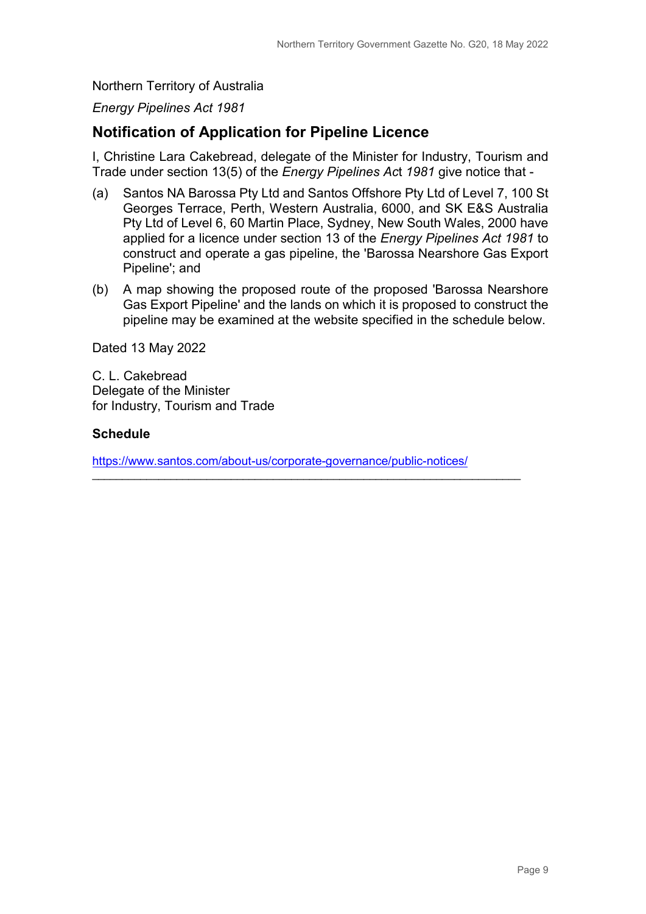Northern Territory of Australia

*Energy Pipelines Act 1981*

## Notification of Application for Pipeline Licence

I, Christine Lara Cakebread, delegate of the Minister for Industry, Tourism and Trade under section 13(5) of the *Energy Pipelines Act 1981* give notice that -

(a) Santos NA Barossa Pty Ltd and Santos Offshore Pty Ltd of Level 7, 100 St Georges Terrace, Perth, Western Australia, 6000, and SK E&S Australia Pty Ltd of Level 6, 60 Martin Place, Sydney, New South Wales, 2000 have applied for a licence under section 13 of the *Energy Pipelines Act 1981* to construct and operate a gas pipeline, the 'Barossa Nearshore Gas Export Pipeline'; and

(b) A map showing the proposed route of the proposed 'Barossa Nearshore Gas Export Pipeline' and the lands on which it is proposed to construct the pipeline may be examined at the website specified in the schedule below.

Dated 13 May 2022

C. L. Cakebread
Delegate of the Minister
for Industry, Tourism and Trade

**Schedule**

https://www.santos.com/about-us/corporate-governance/public-notices/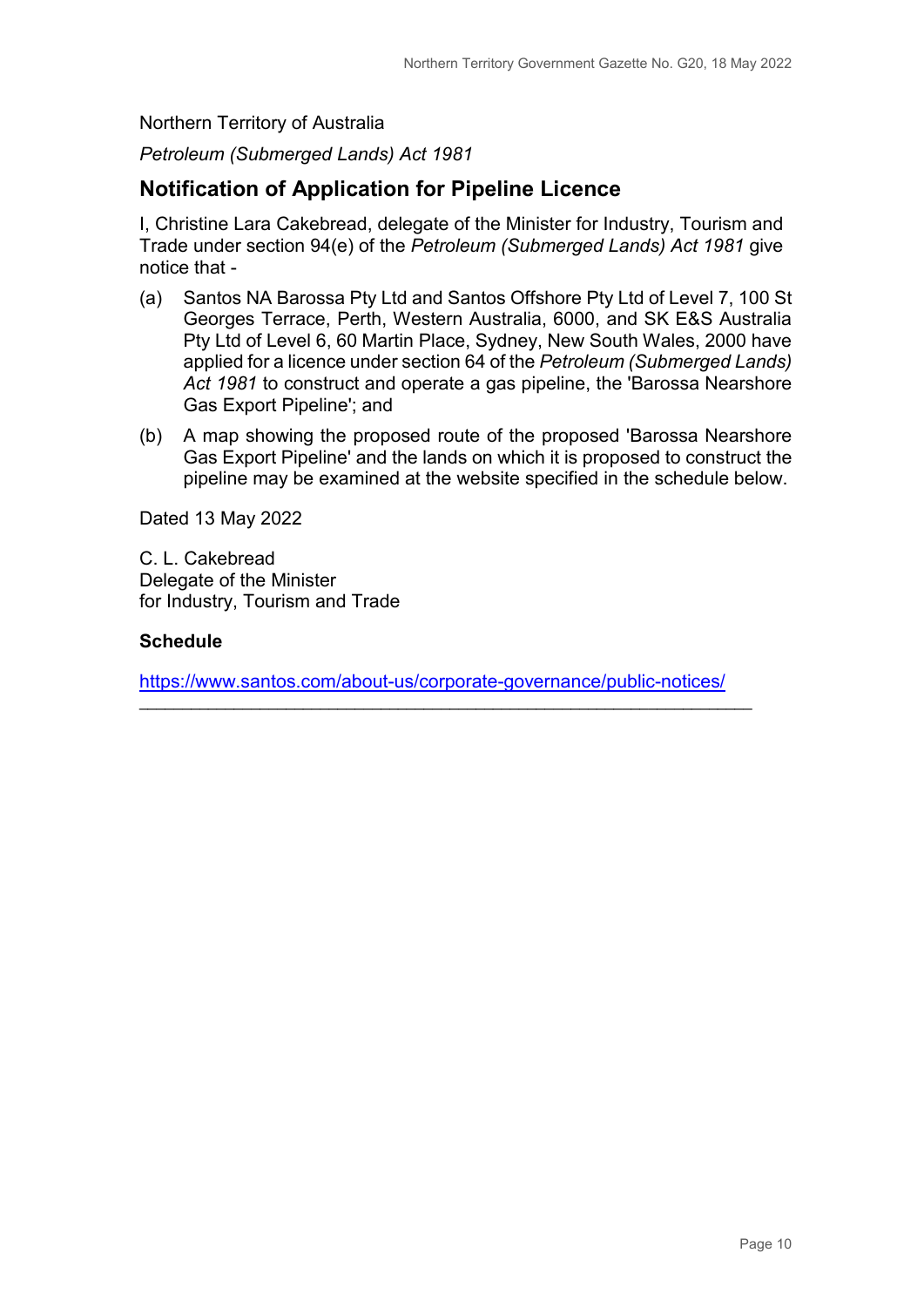Northern Territory of Australia

*Petroleum (Submerged Lands) Act 1981*

## Notification of Application for Pipeline Licence

I, Christine Lara Cakebread, delegate of the Minister for Industry, Tourism and Trade under section 94(e) of the *Petroleum (Submerged Lands) Act 1981* give notice that -

(a) Santos NA Barossa Pty Ltd and Santos Offshore Pty Ltd of Level 7, 100 St Georges Terrace, Perth, Western Australia, 6000, and SK E&S Australia Pty Ltd of Level 6, 60 Martin Place, Sydney, New South Wales, 2000 have applied for a licence under section 64 of the *Petroleum (Submerged Lands) Act 1981* to construct and operate a gas pipeline, the 'Barossa Nearshore Gas Export Pipeline'; and

(b) A map showing the proposed route of the proposed 'Barossa Nearshore Gas Export Pipeline' and the lands on which it is proposed to construct the pipeline may be examined at the website specified in the schedule below.

Dated 13 May 2022

C. L. Cakebread
Delegate of the Minister
for Industry, Tourism and Trade

**Schedule**

https://www.santos.com/about-us/corporate-governance/public-notices/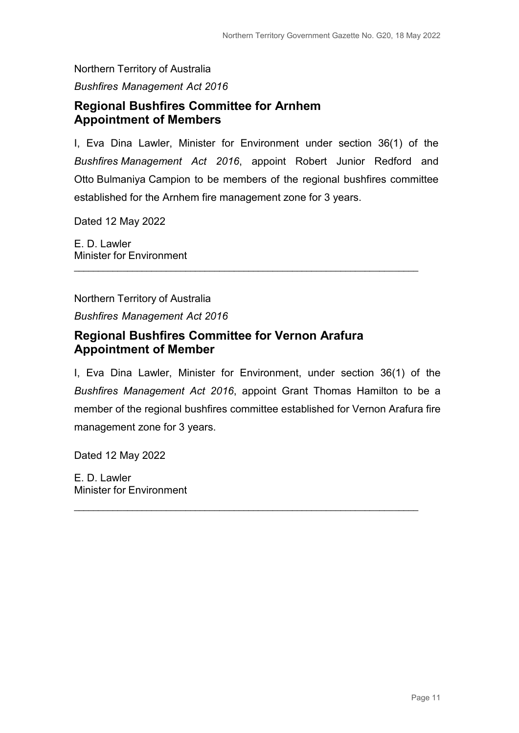Northern Territory of Australia

*Bushfires Management Act 2016*

## Regional Bushfires Committee for Arnhem Appointment of Members

I, Eva Dina Lawler, Minister for Environment under section 36(1) of the *Bushfires Management Act 2016*, appoint Robert Junior Redford and Otto Bulmaniya Campion to be members of the regional bushfires committee established for the Arnhem fire management zone for 3 years.

Dated 12 May 2022

E. D. Lawler
Minister for Environment

---

Northern Territory of Australia

*Bushfires Management Act 2016*

## Regional Bushfires Committee for Vernon Arafura Appointment of Member

I, Eva Dina Lawler, Minister for Environment, under section 36(1) of the *Bushfires Management Act 2016*, appoint Grant Thomas Hamilton to be a member of the regional bushfires committee established for Vernon Arafura fire management zone for 3 years.

Dated 12 May 2022

E. D. Lawler
Minister for Environment

---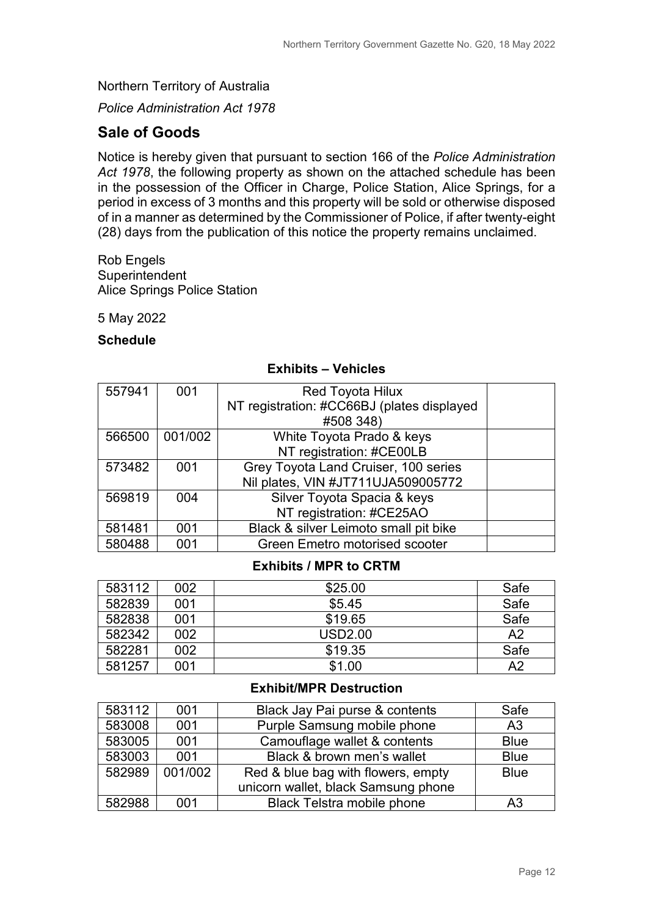Northern Territory of Australia

*Police Administration Act 1978*

## Sale of Goods

Notice is hereby given that pursuant to section 166 of the *Police Administration Act 1978*, the following property as shown on the attached schedule has been in the possession of the Officer in Charge, Police Station, Alice Springs, for a period in excess of 3 months and this property will be sold or otherwise disposed of in a manner as determined by the Commissioner of Police, if after twenty-eight (28) days from the publication of this notice the property remains unclaimed.

Rob Engels
Superintendent
Alice Springs Police Station

5 May 2022

**Schedule**

### Exhibits – Vehicles

| | | | |
|---|---|---|---|
| 557941 | 001 | Red Toyota Hilux NT registration: #CC66BJ (plates displayed #508 348) | |
| 566500 | 001/002 | White Toyota Prado & keys NT registration: #CE00LB | |
| 573482 | 001 | Grey Toyota Land Cruiser, 100 series Nil plates, VIN #JT711UJA509005772 | |
| 569819 | 004 | Silver Toyota Spacia & keys NT registration: #CE25AO | |
| 581481 | 001 | Black & silver Leimoto small pit bike | |
| 580488 | 001 | Green Emetro motorised scooter | |

### Exhibits / MPR to CRTM

| | | | |
|---|---|---|---|
| 583112 | 002 | $25.00 | Safe |
| 582839 | 001 | $5.45 | Safe |
| 582838 | 001 | $19.65 | Safe |
| 582342 | 002 | USD2.00 | A2 |
| 582281 | 002 | $19.35 | Safe |
| 581257 | 001 | $1.00 | A2 |

### Exhibit/MPR Destruction

| | | | |
|---|---|---|---|
| 583112 | 001 | Black Jay Pai purse & contents | Safe |
| 583008 | 001 | Purple Samsung mobile phone | A3 |
| 583005 | 001 | Camouflage wallet & contents | Blue |
| 583003 | 001 | Black & brown men's wallet | Blue |
| 582989 | 001/002 | Red & blue bag with flowers, empty unicorn wallet, black Samsung phone | Blue |
| 582988 | 001 | Black Telstra mobile phone | A3 |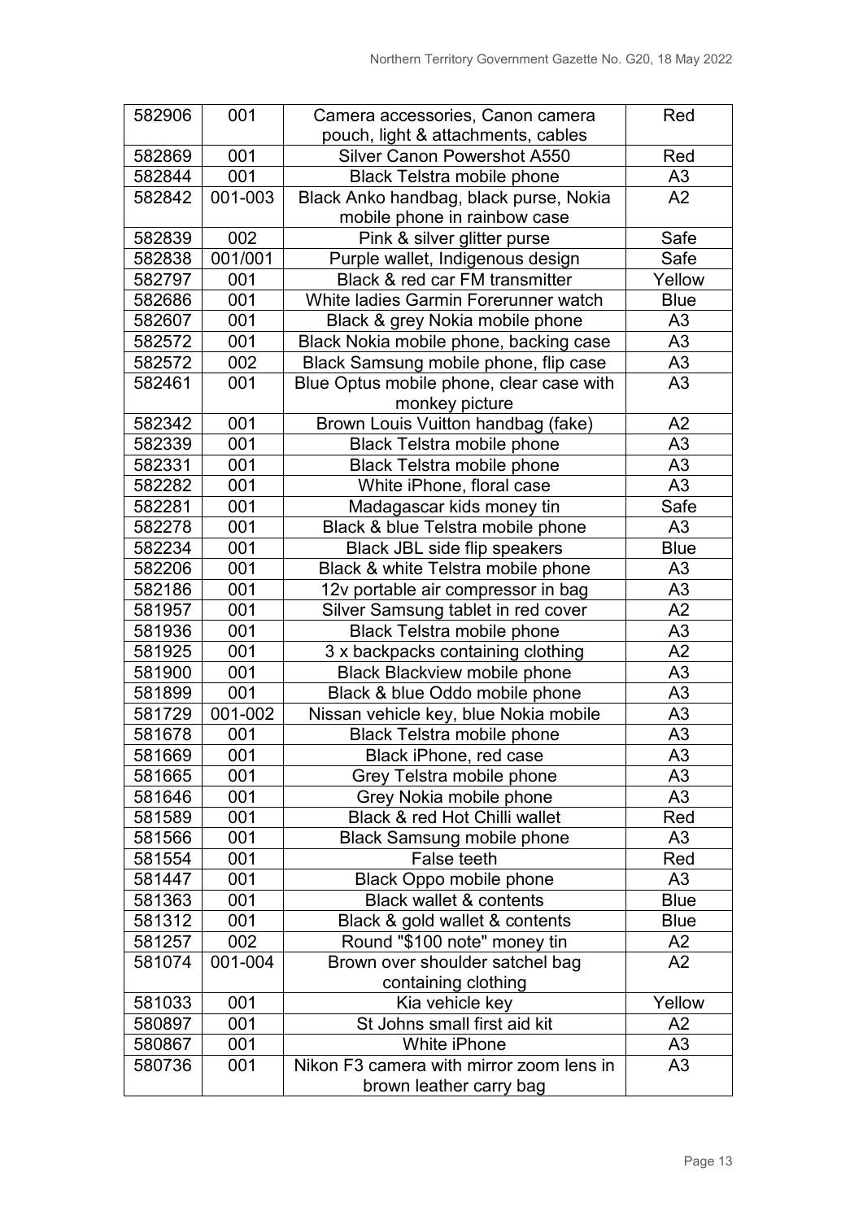| | | | |
|---|---|---|---|
| 582906 | 001 | Camera accessories, Canon camera pouch, light & attachments, cables | Red |
| 582869 | 001 | Silver Canon Powershot A550 | Red |
| 582844 | 001 | Black Telstra mobile phone | A3 |
| 582842 | 001-003 | Black Anko handbag, black purse, Nokia mobile phone in rainbow case | A2 |
| 582839 | 002 | Pink & silver glitter purse | Safe |
| 582838 | 001/001 | Purple wallet, Indigenous design | Safe |
| 582797 | 001 | Black & red car FM transmitter | Yellow |
| 582686 | 001 | White ladies Garmin Forerunner watch | Blue |
| 582607 | 001 | Black & grey Nokia mobile phone | A3 |
| 582572 | 001 | Black Nokia mobile phone, backing case | A3 |
| 582572 | 002 | Black Samsung mobile phone, flip case | A3 |
| 582461 | 001 | Blue Optus mobile phone, clear case with monkey picture | A3 |
| 582342 | 001 | Brown Louis Vuitton handbag (fake) | A2 |
| 582339 | 001 | Black Telstra mobile phone | A3 |
| 582331 | 001 | Black Telstra mobile phone | A3 |
| 582282 | 001 | White iPhone, floral case | A3 |
| 582281 | 001 | Madagascar kids money tin | Safe |
| 582278 | 001 | Black & blue Telstra mobile phone | A3 |
| 582234 | 001 | Black JBL side flip speakers | Blue |
| 582206 | 001 | Black & white Telstra mobile phone | A3 |
| 582186 | 001 | 12v portable air compressor in bag | A3 |
| 581957 | 001 | Silver Samsung tablet in red cover | A2 |
| 581936 | 001 | Black Telstra mobile phone | A3 |
| 581925 | 001 | 3 x backpacks containing clothing | A2 |
| 581900 | 001 | Black Blackview mobile phone | A3 |
| 581899 | 001 | Black & blue Oddo mobile phone | A3 |
| 581729 | 001-002 | Nissan vehicle key, blue Nokia mobile | A3 |
| 581678 | 001 | Black Telstra mobile phone | A3 |
| 581669 | 001 | Black iPhone, red case | A3 |
| 581665 | 001 | Grey Telstra mobile phone | A3 |
| 581646 | 001 | Grey Nokia mobile phone | A3 |
| 581589 | 001 | Black & red Hot Chilli wallet | Red |
| 581566 | 001 | Black Samsung mobile phone | A3 |
| 581554 | 001 | False teeth | Red |
| 581447 | 001 | Black Oppo mobile phone | A3 |
| 581363 | 001 | Black wallet & contents | Blue |
| 581312 | 001 | Black & gold wallet & contents | Blue |
| 581257 | 002 | Round "$100 note" money tin | A2 |
| 581074 | 001-004 | Brown over shoulder satchel bag containing clothing | A2 |
| 581033 | 001 | Kia vehicle key | Yellow |
| 580897 | 001 | St Johns small first aid kit | A2 |
| 580867 | 001 | White iPhone | A3 |
| 580736 | 001 | Nikon F3 camera with mirror zoom lens in brown leather carry bag | A3 |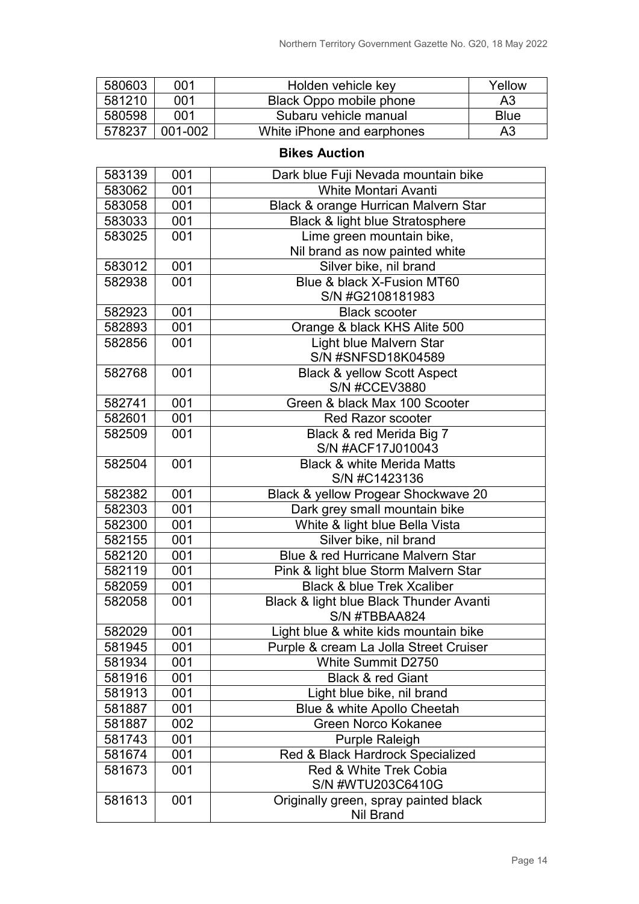| | | | |
|---|---|---|---|
| 580603 | 001 | Holden vehicle key | Yellow |
| 581210 | 001 | Black Oppo mobile phone | A3 |
| 580598 | 001 | Subaru vehicle manual | Blue |
| 578237 | 001-002 | White iPhone and earphones | A3 |

**Bikes Auction**

| | | |
|---|---|---|
| 583139 | 001 | Dark blue Fuji Nevada mountain bike |
| 583062 | 001 | White Montari Avanti |
| 583058 | 001 | Black & orange Hurrican Malvern Star |
| 583033 | 001 | Black & light blue Stratosphere |
| 583025 | 001 | Lime green mountain bike, Nil brand as now painted white |
| 583012 | 001 | Silver bike, nil brand |
| 582938 | 001 | Blue & black X-Fusion MT60 S/N #G2108181983 |
| 582923 | 001 | Black scooter |
| 582893 | 001 | Orange & black KHS Alite 500 |
| 582856 | 001 | Light blue Malvern Star S/N #SNFSD18K04589 |
| 582768 | 001 | Black & yellow Scott Aspect S/N #CCEV3880 |
| 582741 | 001 | Green & black Max 100 Scooter |
| 582601 | 001 | Red Razor scooter |
| 582509 | 001 | Black & red Merida Big 7 S/N #ACF17J010043 |
| 582504 | 001 | Black & white Merida Matts S/N #C1423136 |
| 582382 | 001 | Black & yellow Progear Shockwave 20 |
| 582303 | 001 | Dark grey small mountain bike |
| 582300 | 001 | White & light blue Bella Vista |
| 582155 | 001 | Silver bike, nil brand |
| 582120 | 001 | Blue & red Hurricane Malvern Star |
| 582119 | 001 | Pink & light blue Storm Malvern Star |
| 582059 | 001 | Black & blue Trek Xcaliber |
| 582058 | 001 | Black & light blue Black Thunder Avanti S/N #TBBAA824 |
| 582029 | 001 | Light blue & white kids mountain bike |
| 581945 | 001 | Purple & cream La Jolla Street Cruiser |
| 581934 | 001 | White Summit D2750 |
| 581916 | 001 | Black & red Giant |
| 581913 | 001 | Light blue bike, nil brand |
| 581887 | 001 | Blue & white Apollo Cheetah |
| 581887 | 002 | Green Norco Kokanee |
| 581743 | 001 | Purple Raleigh |
| 581674 | 001 | Red & Black Hardrock Specialized |
| 581673 | 001 | Red & White Trek Cobia S/N #WTU203C6410G |
| 581613 | 001 | Originally green, spray painted black Nil Brand |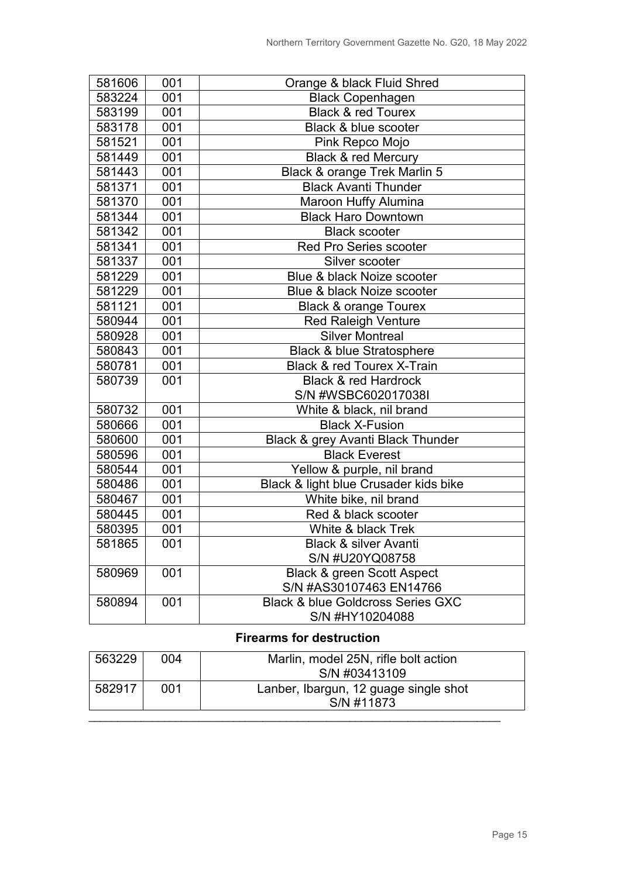| | | |
|---|---|---|
| 581606 | 001 | Orange & black Fluid Shred |
| 583224 | 001 | Black Copenhagen |
| 583199 | 001 | Black & red Tourex |
| 583178 | 001 | Black & blue scooter |
| 581521 | 001 | Pink Repco Mojo |
| 581449 | 001 | Black & red Mercury |
| 581443 | 001 | Black & orange Trek Marlin 5 |
| 581371 | 001 | Black Avanti Thunder |
| 581370 | 001 | Maroon Huffy Alumina |
| 581344 | 001 | Black Haro Downtown |
| 581342 | 001 | Black scooter |
| 581341 | 001 | Red Pro Series scooter |
| 581337 | 001 | Silver scooter |
| 581229 | 001 | Blue & black Noize scooter |
| 581229 | 001 | Blue & black Noize scooter |
| 581121 | 001 | Black & orange Tourex |
| 580944 | 001 | Red Raleigh Venture |
| 580928 | 001 | Silver Montreal |
| 580843 | 001 | Black & blue Stratosphere |
| 580781 | 001 | Black & red Tourex X-Train |
| 580739 | 001 | Black & red Hardrock S/N #WSBC602017038I |
| 580732 | 001 | White & black, nil brand |
| 580666 | 001 | Black X-Fusion |
| 580600 | 001 | Black & grey Avanti Black Thunder |
| 580596 | 001 | Black Everest |
| 580544 | 001 | Yellow & purple, nil brand |
| 580486 | 001 | Black & light blue Crusader kids bike |
| 580467 | 001 | White bike, nil brand |
| 580445 | 001 | Red & black scooter |
| 580395 | 001 | White & black Trek |
| 581865 | 001 | Black & silver Avanti S/N #U20YQ08758 |
| 580969 | 001 | Black & green Scott Aspect S/N #AS30107463 EN14766 |
| 580894 | 001 | Black & blue Goldcross Series GXC S/N #HY10204088 |

**Firearms for destruction**

| | | |
|---|---|---|
| 563229 | 004 | Marlin, model 25N, rifle bolt action S/N #03413109 |
| 582917 | 001 | Lanber, Ibargun, 12 guage single shot S/N #11873 |

---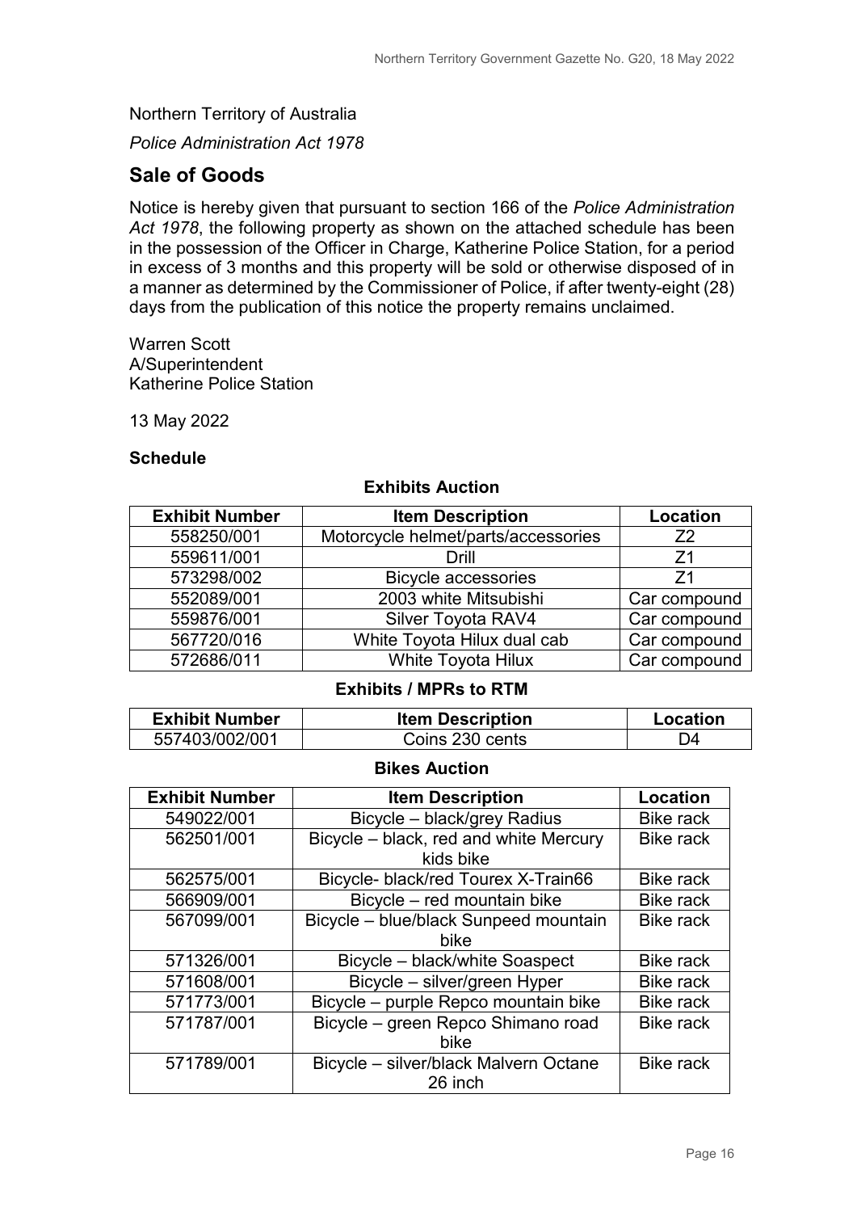Northern Territory of Australia

*Police Administration Act 1978*

## Sale of Goods

Notice is hereby given that pursuant to section 166 of the *Police Administration Act 1978*, the following property as shown on the attached schedule has been in the possession of the Officer in Charge, Katherine Police Station, for a period in excess of 3 months and this property will be sold or otherwise disposed of in a manner as determined by the Commissioner of Police, if after twenty-eight (28) days from the publication of this notice the property remains unclaimed.

Warren Scott
A/Superintendent
Katherine Police Station

13 May 2022

**Schedule**

**Exhibits Auction**

| Exhibit Number | Item Description | Location |
|---|---|---|
| 558250/001 | Motorcycle helmet/parts/accessories | Z2 |
| 559611/001 | Drill | Z1 |
| 573298/002 | Bicycle accessories | Z1 |
| 552089/001 | 2003 white Mitsubishi | Car compound |
| 559876/001 | Silver Toyota RAV4 | Car compound |
| 567720/016 | White Toyota Hilux dual cab | Car compound |
| 572686/011 | White Toyota Hilux | Car compound |

**Exhibits / MPRs to RTM**

| Exhibit Number | Item Description | Location |
|---|---|---|
| 557403/002/001 | Coins 230 cents | D4 |

**Bikes Auction**

| Exhibit Number | Item Description | Location |
|---|---|---|
| 549022/001 | Bicycle – black/grey Radius | Bike rack |
| 562501/001 | Bicycle – black, red and white Mercury kids bike | Bike rack |
| 562575/001 | Bicycle- black/red Tourex X-Train66 | Bike rack |
| 566909/001 | Bicycle – red mountain bike | Bike rack |
| 567099/001 | Bicycle – blue/black Sunpeed mountain bike | Bike rack |
| 571326/001 | Bicycle – black/white Soaspect | Bike rack |
| 571608/001 | Bicycle – silver/green Hyper | Bike rack |
| 571773/001 | Bicycle – purple Repco mountain bike | Bike rack |
| 571787/001 | Bicycle – green Repco Shimano road bike | Bike rack |
| 571789/001 | Bicycle – silver/black Malvern Octane 26 inch | Bike rack |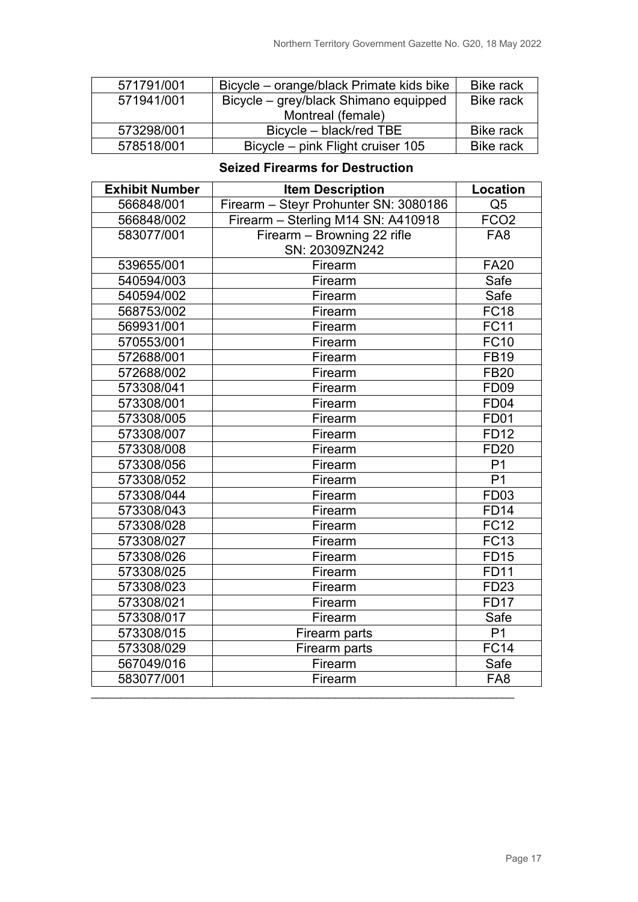| 571791/001 | Bicycle – orange/black Primate kids bike | Bike rack |
|---|---|---|
| 571941/001 | Bicycle – grey/black Shimano equipped Montreal (female) | Bike rack |
| 573298/001 | Bicycle – black/red TBE | Bike rack |
| 578518/001 | Bicycle – pink Flight cruiser 105 | Bike rack |

**Seized Firearms for Destruction**

| Exhibit Number | Item Description | Location |
|---|---|---|
| 566848/001 | Firearm – Steyr Prohunter SN: 3080186 | Q5 |
| 566848/002 | Firearm – Sterling M14 SN: A410918 | FCO2 |
| 583077/001 | Firearm – Browning 22 rifle SN: 20309ZN242 | FA8 |
| 539655/001 | Firearm | FA20 |
| 540594/003 | Firearm | Safe |
| 540594/002 | Firearm | Safe |
| 568753/002 | Firearm | FC18 |
| 569931/001 | Firearm | FC11 |
| 570553/001 | Firearm | FC10 |
| 572688/001 | Firearm | FB19 |
| 572688/002 | Firearm | FB20 |
| 573308/041 | Firearm | FD09 |
| 573308/001 | Firearm | FD04 |
| 573308/005 | Firearm | FD01 |
| 573308/007 | Firearm | FD12 |
| 573308/008 | Firearm | FD20 |
| 573308/056 | Firearm | P1 |
| 573308/052 | Firearm | P1 |
| 573308/044 | Firearm | FD03 |
| 573308/043 | Firearm | FD14 |
| 573308/028 | Firearm | FC12 |
| 573308/027 | Firearm | FC13 |
| 573308/026 | Firearm | FD15 |
| 573308/025 | Firearm | FD11 |
| 573308/023 | Firearm | FD23 |
| 573308/021 | Firearm | FD17 |
| 573308/017 | Firearm | Safe |
| 573308/015 | Firearm parts | P1 |
| 573308/029 | Firearm parts | FC14 |
| 567049/016 | Firearm | Safe |
| 583077/001 | Firearm | FA8 |

---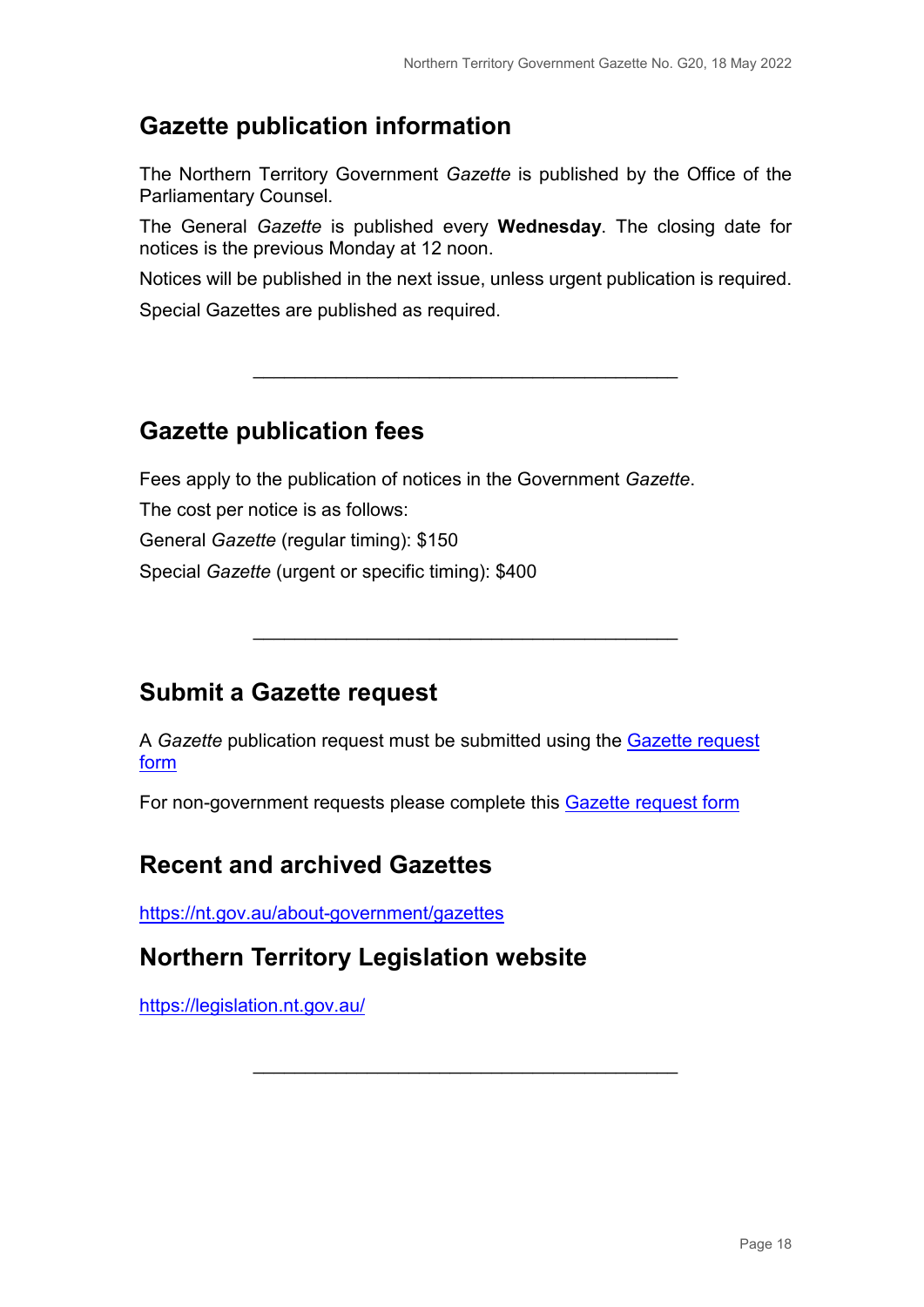## Gazette publication information

The Northern Territory Government *Gazette* is published by the Office of the Parliamentary Counsel.

The General *Gazette* is published every **Wednesday**. The closing date for notices is the previous Monday at 12 noon.

Notices will be published in the next issue, unless urgent publication is required.

Special Gazettes are published as required.

---

## Gazette publication fees

Fees apply to the publication of notices in the Government *Gazette*.

The cost per notice is as follows:

General *Gazette* (regular timing): $150

Special *Gazette* (urgent or specific timing): $400

---

## Submit a Gazette request

A *Gazette* publication request must be submitted using the Gazette request form

For non-government requests please complete this Gazette request form

## Recent and archived Gazettes

https://nt.gov.au/about-government/gazettes

## Northern Territory Legislation website

https://legislation.nt.gov.au/

---